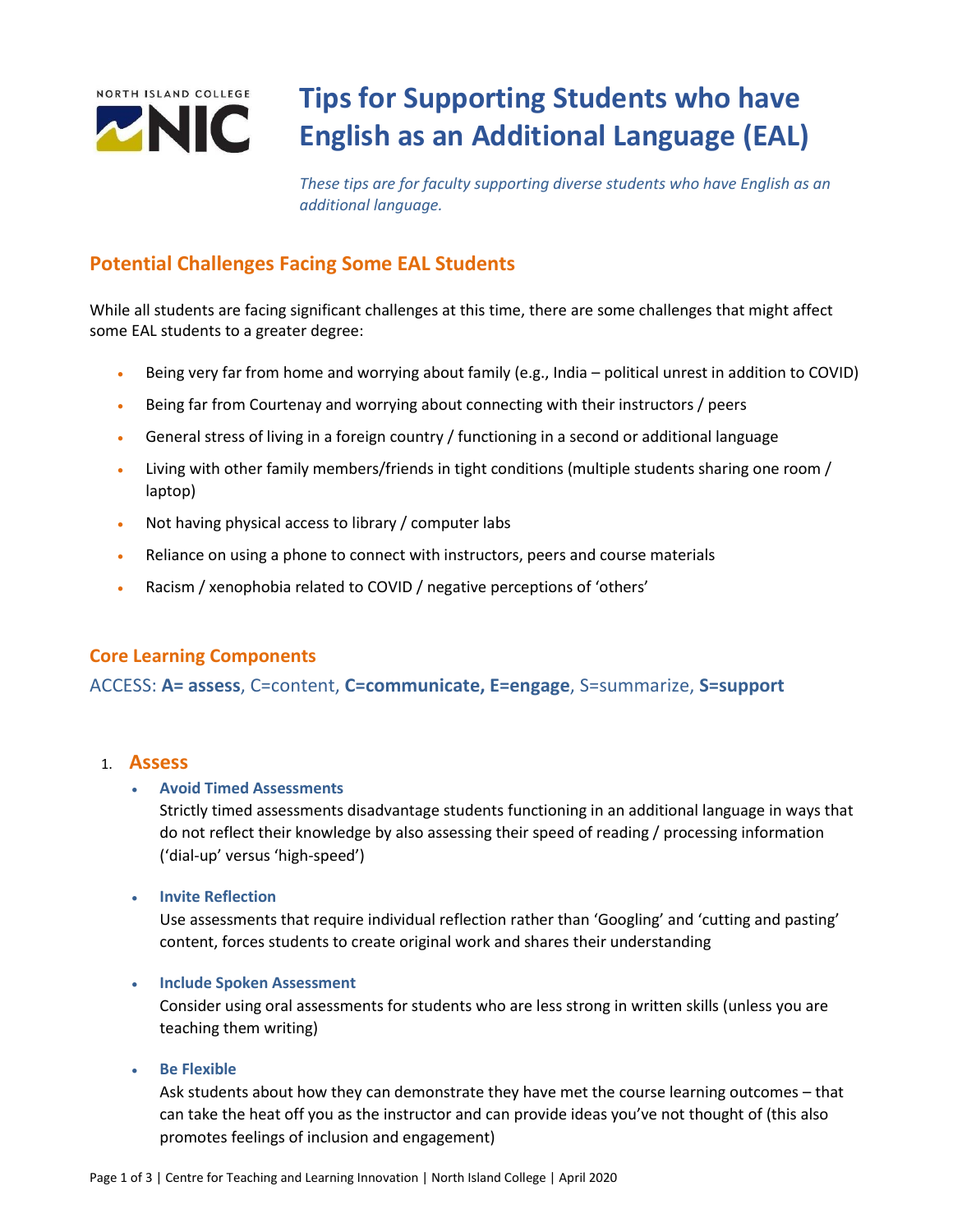# Tips for Supporting Students who have English as an Additional Language (EAL)

*These tips are for faculty supporting diverse students who have English as an additional language.*

## Potential Challenges Facing Some EAL Students

While all students are facing significant challenges at this time, there are some challenges that might affect some EAL students to a greater degree:

- Being very far from home and worrying about family (e.g., India – political unrest in addition to COVID)
- Being far from Courtenay and worrying about connecting with their instructors / peers
- General stress of living in a foreign country / functioning in a second or additional language
- Living with other family members/friends in tight conditions (multiple students sharing one room / laptop)
- Not having physical access to library / computer labs
- Reliance on using a phone to connect with instructors, peers and course materials
- Racism / xenophobia related to COVID / negative perceptions of 'others'

## Core Learning Components

ACCESS: **A= assess**, C=content, **C=communicate, E=engage**, S=summarize, **S=support**

1. **Assess**

   - **Avoid Timed Assessments**
     Strictly timed assessments disadvantage students functioning in an additional language in ways that do not reflect their knowledge by also assessing their speed of reading / processing information ('dial-up' versus 'high-speed')

   - **Invite Reflection**
     Use assessments that require individual reflection rather than 'Googling' and 'cutting and pasting' content, forces students to create original work and shares their understanding

   - **Include Spoken Assessment**
     Consider using oral assessments for students who are less strong in written skills (unless you are teaching them writing)

   - **Be Flexible**
     Ask students about how they can demonstrate they have met the course learning outcomes – that can take the heat off you as the instructor and can provide ideas you've not thought of (this also promotes feelings of inclusion and engagement)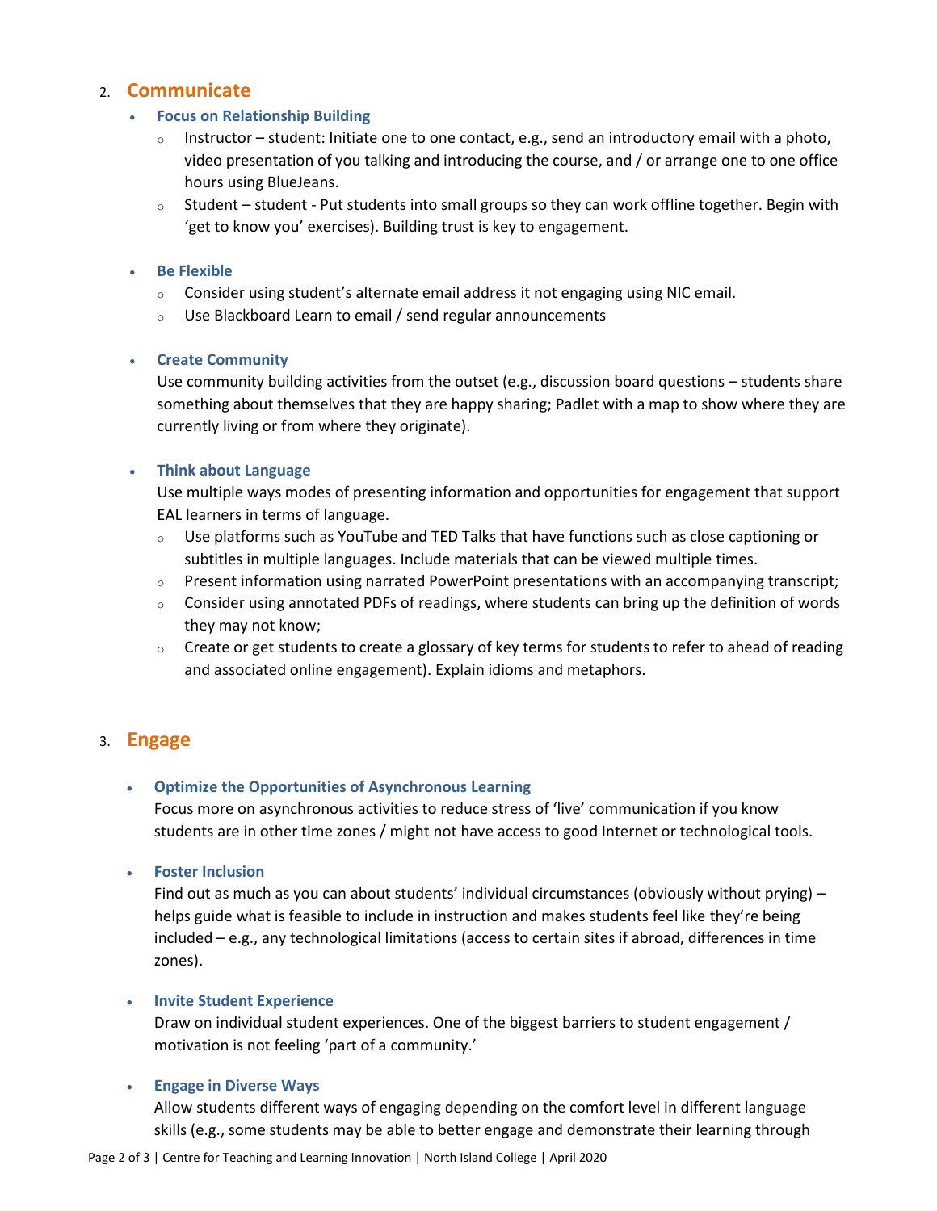## 2. Communicate

- **Focus on Relationship Building**
  - Instructor – student: Initiate one to one contact, e.g., send an introductory email with a photo, video presentation of you talking and introducing the course, and / or arrange one to one office hours using BlueJeans.
  - Student – student - Put students into small groups so they can work offline together. Begin with 'get to know you' exercises). Building trust is key to engagement.

- **Be Flexible**
  - Consider using student's alternate email address it not engaging using NIC email.
  - Use Blackboard Learn to email / send regular announcements

- **Create Community**

  Use community building activities from the outset (e.g., discussion board questions – students share something about themselves that they are happy sharing; Padlet with a map to show where they are currently living or from where they originate).

- **Think about Language**

  Use multiple ways modes of presenting information and opportunities for engagement that support EAL learners in terms of language.
  - Use platforms such as YouTube and TED Talks that have functions such as close captioning or subtitles in multiple languages. Include materials that can be viewed multiple times.
  - Present information using narrated PowerPoint presentations with an accompanying transcript;
  - Consider using annotated PDFs of readings, where students can bring up the definition of words they may not know;
  - Create or get students to create a glossary of key terms for students to refer to ahead of reading and associated online engagement). Explain idioms and metaphors.

## 3. Engage

- **Optimize the Opportunities of Asynchronous Learning**

  Focus more on asynchronous activities to reduce stress of 'live' communication if you know students are in other time zones / might not have access to good Internet or technological tools.

- **Foster Inclusion**

  Find out as much as you can about students' individual circumstances (obviously without prying) – helps guide what is feasible to include in instruction and makes students feel like they're being included – e.g., any technological limitations (access to certain sites if abroad, differences in time zones).

- **Invite Student Experience**

  Draw on individual student experiences. One of the biggest barriers to student engagement / motivation is not feeling 'part of a community.'

- **Engage in Diverse Ways**

  Allow students different ways of engaging depending on the comfort level in different language skills (e.g., some students may be able to better engage and demonstrate their learning through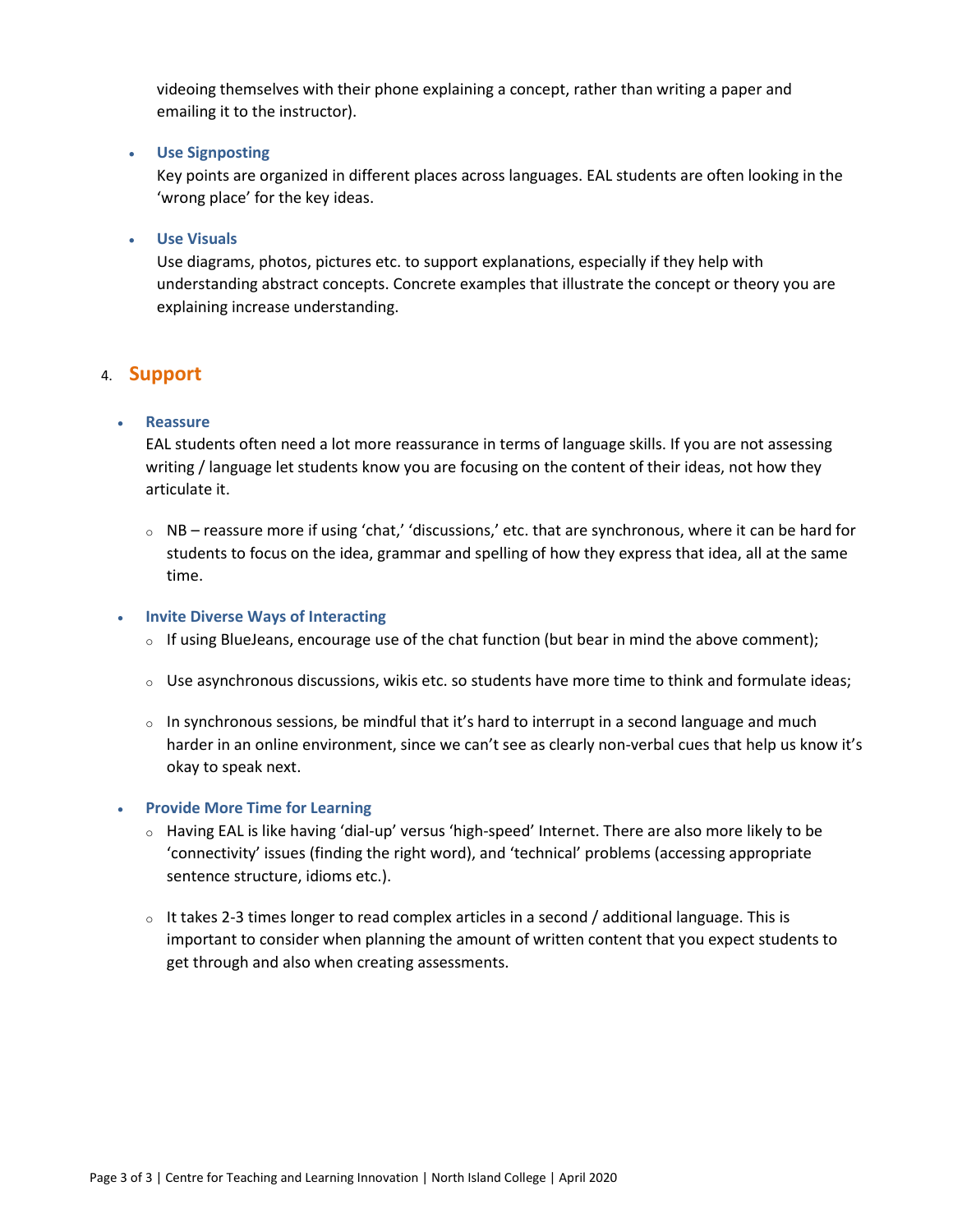videoing themselves with their phone explaining a concept, rather than writing a paper and emailing it to the instructor).

- **Use Signposting**

  Key points are organized in different places across languages. EAL students are often looking in the 'wrong place' for the key ideas.

- **Use Visuals**

  Use diagrams, photos, pictures etc. to support explanations, especially if they help with understanding abstract concepts. Concrete examples that illustrate the concept or theory you are explaining increase understanding.

## 4. Support

- **Reassure**

  EAL students often need a lot more reassurance in terms of language skills. If you are not assessing writing / language let students know you are focusing on the content of their ideas, not how they articulate it.

  - NB – reassure more if using 'chat,' 'discussions,' etc. that are synchronous, where it can be hard for students to focus on the idea, grammar and spelling of how they express that idea, all at the same time.

- **Invite Diverse Ways of Interacting**
  - If using BlueJeans, encourage use of the chat function (but bear in mind the above comment);
  - Use asynchronous discussions, wikis etc. so students have more time to think and formulate ideas;
  - In synchronous sessions, be mindful that it's hard to interrupt in a second language and much harder in an online environment, since we can't see as clearly non-verbal cues that help us know it's okay to speak next.

- **Provide More Time for Learning**
  - Having EAL is like having 'dial-up' versus 'high-speed' Internet. There are also more likely to be 'connectivity' issues (finding the right word), and 'technical' problems (accessing appropriate sentence structure, idioms etc.).
  - It takes 2-3 times longer to read complex articles in a second / additional language. This is important to consider when planning the amount of written content that you expect students to get through and also when creating assessments.